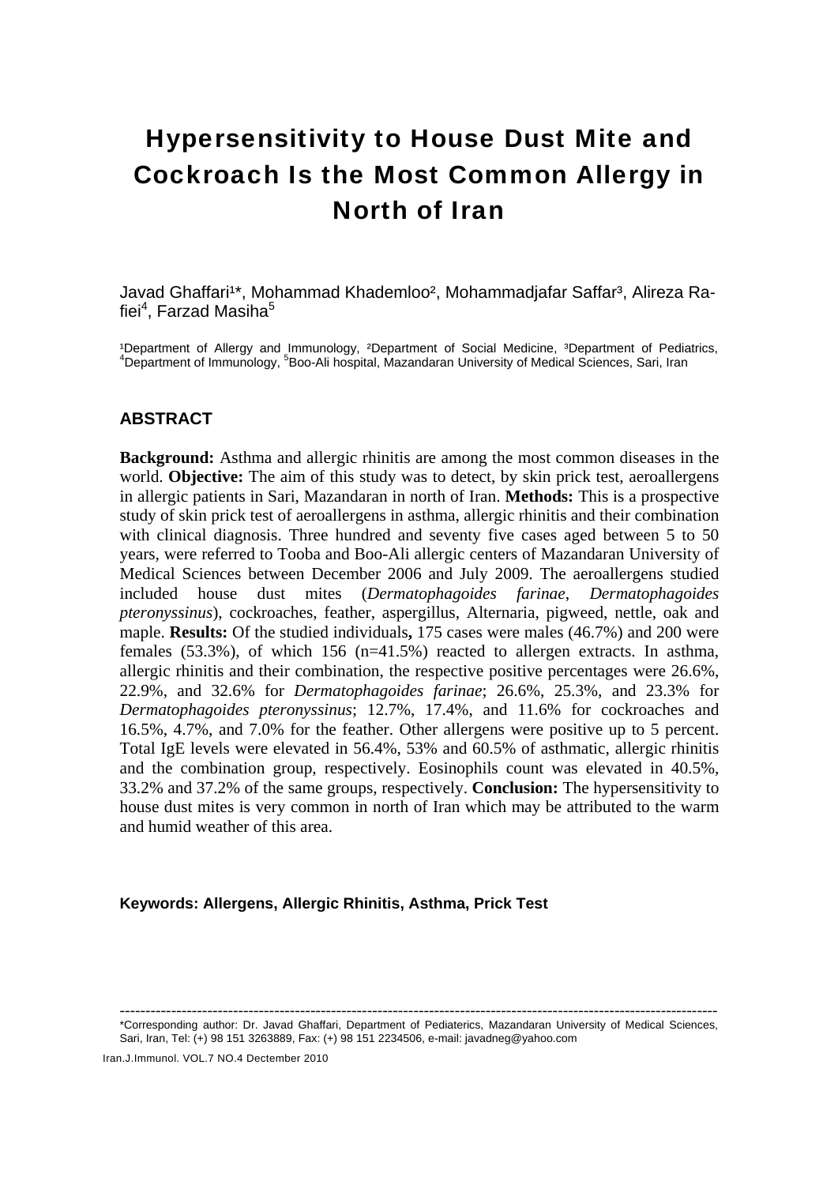# Hypersensitivity to House Dust Mite and Cockroach Is the Most Common Allergy in North of Iran

Javad Ghaffari[1]*, Mohammad Khademloo[2], Mohammadjafar Saffar[3], Alireza Rafiei[4], Farzad Masiha[5]

[1]Department of Allergy and Immunology, [2]Department of Social Medicine, [3]Department of Pediatrics, [4]Department of Immunology, [5]Boo-Ali hospital, Mazandaran University of Medical Sciences, Sari, Iran

## ABSTRACT

**Background:** Asthma and allergic rhinitis are among the most common diseases in the world. **Objective:** The aim of this study was to detect, by skin prick test, aeroallergens in allergic patients in Sari, Mazandaran in north of Iran. **Methods:** This is a prospective study of skin prick test of aeroallergens in asthma, allergic rhinitis and their combination with clinical diagnosis. Three hundred and seventy five cases aged between 5 to 50 years, were referred to Tooba and Boo-Ali allergic centers of Mazandaran University of Medical Sciences between December 2006 and July 2009. The aeroallergens studied included house dust mites (*Dermatophagoides farinae*, *Dermatophagoides pteronyssinus*), cockroaches, feather, aspergillus, Alternaria, pigweed, nettle, oak and maple. **Results:** Of the studied individuals**,** 175 cases were males (46.7%) and 200 were females (53.3%), of which 156 (n=41.5%) reacted to allergen extracts. In asthma, allergic rhinitis and their combination, the respective positive percentages were 26.6%, 22.9%, and 32.6% for *Dermatophagoides farinae*; 26.6%, 25.3%, and 23.3% for *Dermatophagoides pteronyssinus*; 12.7%, 17.4%, and 11.6% for cockroaches and 16.5%, 4.7%, and 7.0% for the feather. Other allergens were positive up to 5 percent. Total IgE levels were elevated in 56.4%, 53% and 60.5% of asthmatic, allergic rhinitis and the combination group, respectively. Eosinophils count was elevated in 40.5%, 33.2% and 37.2% of the same groups, respectively. **Conclusion:** The hypersensitivity to house dust mites is very common in north of Iran which may be attributed to the warm and humid weather of this area.

**Keywords: Allergens, Allergic Rhinitis, Asthma, Prick Test**

---

*Corresponding author: Dr. Javad Ghaffari, Department of Pediaterics, Mazandaran University of Medical Sciences, Sari, Iran, Tel: (+) 98 151 3263889, Fax: (+) 98 151 2234506, e-mail: javadneg@yahoo.com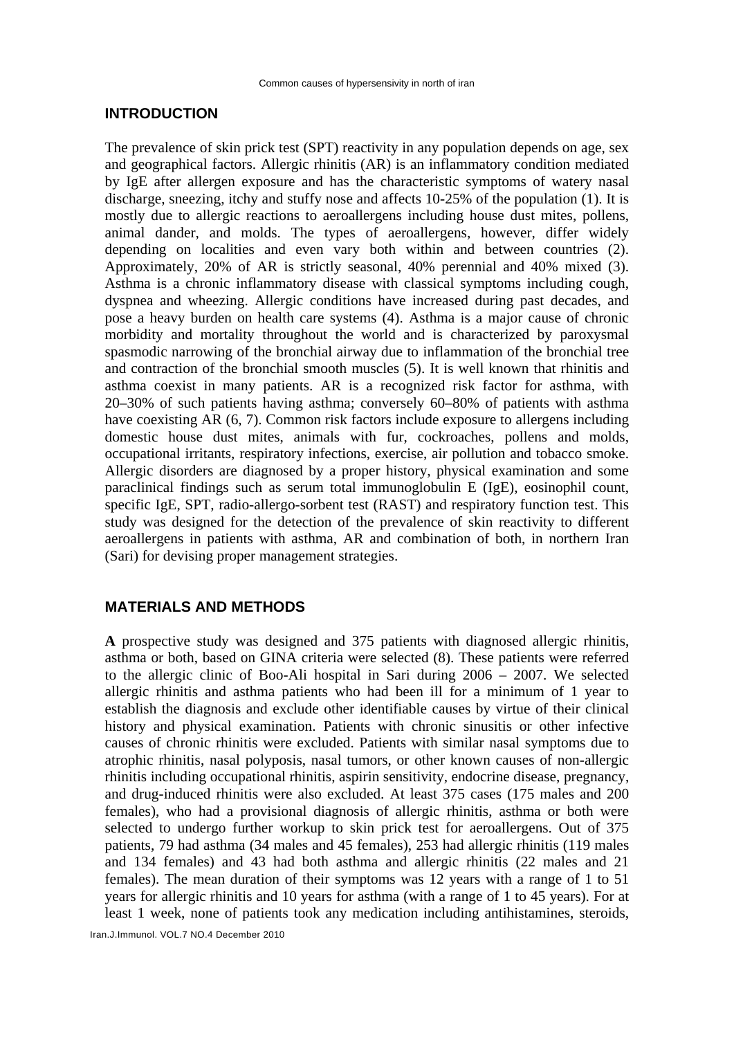## INTRODUCTION

The prevalence of skin prick test (SPT) reactivity in any population depends on age, sex and geographical factors. Allergic rhinitis (AR) is an inflammatory condition mediated by IgE after allergen exposure and has the characteristic symptoms of watery nasal discharge, sneezing, itchy and stuffy nose and affects 10-25% of the population (1). It is mostly due to allergic reactions to aeroallergens including house dust mites, pollens, animal dander, and molds. The types of aeroallergens, however, differ widely depending on localities and even vary both within and between countries (2). Approximately, 20% of AR is strictly seasonal, 40% perennial and 40% mixed (3). Asthma is a chronic inflammatory disease with classical symptoms including cough, dyspnea and wheezing. Allergic conditions have increased during past decades, and pose a heavy burden on health care systems (4). Asthma is a major cause of chronic morbidity and mortality throughout the world and is characterized by paroxysmal spasmodic narrowing of the bronchial airway due to inflammation of the bronchial tree and contraction of the bronchial smooth muscles (5). It is well known that rhinitis and asthma coexist in many patients. AR is a recognized risk factor for asthma, with 20–30% of such patients having asthma; conversely 60–80% of patients with asthma have coexisting AR (6, 7). Common risk factors include exposure to allergens including domestic house dust mites, animals with fur, cockroaches, pollens and molds, occupational irritants, respiratory infections, exercise, air pollution and tobacco smoke. Allergic disorders are diagnosed by a proper history, physical examination and some paraclinical findings such as serum total immunoglobulin E (IgE), eosinophil count, specific IgE, SPT, radio-allergo-sorbent test (RAST) and respiratory function test. This study was designed for the detection of the prevalence of skin reactivity to different aeroallergens in patients with asthma, AR and combination of both, in northern Iran (Sari) for devising proper management strategies.

## MATERIALS AND METHODS

**A** prospective study was designed and 375 patients with diagnosed allergic rhinitis, asthma or both, based on GINA criteria were selected (8). These patients were referred to the allergic clinic of Boo-Ali hospital in Sari during 2006 – 2007. We selected allergic rhinitis and asthma patients who had been ill for a minimum of 1 year to establish the diagnosis and exclude other identifiable causes by virtue of their clinical history and physical examination. Patients with chronic sinusitis or other infective causes of chronic rhinitis were excluded. Patients with similar nasal symptoms due to atrophic rhinitis, nasal polyposis, nasal tumors, or other known causes of non-allergic rhinitis including occupational rhinitis, aspirin sensitivity, endocrine disease, pregnancy, and drug-induced rhinitis were also excluded. At least 375 cases (175 males and 200 females), who had a provisional diagnosis of allergic rhinitis, asthma or both were selected to undergo further workup to skin prick test for aeroallergens. Out of 375 patients, 79 had asthma (34 males and 45 females), 253 had allergic rhinitis (119 males and 134 females) and 43 had both asthma and allergic rhinitis (22 males and 21 females). The mean duration of their symptoms was 12 years with a range of 1 to 51 years for allergic rhinitis and 10 years for asthma (with a range of 1 to 45 years). For at least 1 week, none of patients took any medication including antihistamines, steroids,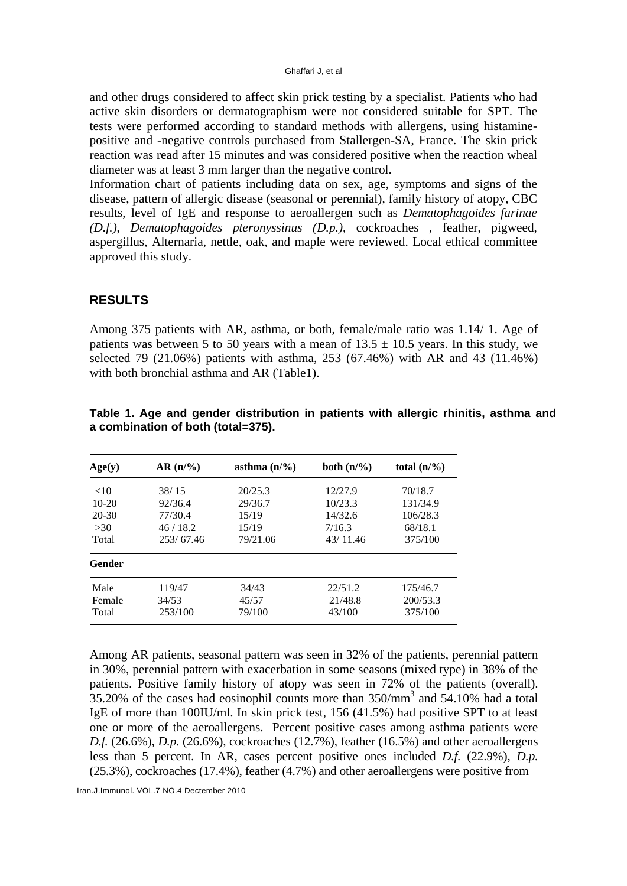and other drugs considered to affect skin prick testing by a specialist. Patients who had active skin disorders or dermatographism were not considered suitable for SPT. The tests were performed according to standard methods with allergens, using histamine-positive and -negative controls purchased from Stallergen-SA, France. The skin prick reaction was read after 15 minutes and was considered positive when the reaction wheal diameter was at least 3 mm larger than the negative control.
Information chart of patients including data on sex, age, symptoms and signs of the disease, pattern of allergic disease (seasonal or perennial), family history of atopy, CBC results, level of IgE and response to aeroallergen such as *Dematophagoides farinae (D.f.)*, *Dematophagoides pteronyssinus (D.p.)*, cockroaches , feather, pigweed, aspergillus, Alternaria, nettle, oak, and maple were reviewed. Local ethical committee approved this study.

## RESULTS

Among 375 patients with AR, asthma, or both, female/male ratio was 1.14/ 1. Age of patients was between 5 to 50 years with a mean of 13.5 ± 10.5 years. In this study, we selected 79 (21.06%) patients with asthma, 253 (67.46%) with AR and 43 (11.46%) with both bronchial asthma and AR (Table1).

**Table 1. Age and gender distribution in patients with allergic rhinitis, asthma and a combination of both (total=375).**

| Age(y) | AR (n/%) | asthma (n/%) | both (n/%) | total (n/%) |
|---|---|---|---|---|
| <10 | 38/ 15 | 20/25.3 | 12/27.9 | 70/18.7 |
| 10-20 | 92/36.4 | 29/36.7 | 10/23.3 | 131/34.9 |
| 20-30 | 77/30.4 | 15/19 | 14/32.6 | 106/28.3 |
| >30 | 46 / 18.2 | 15/19 | 7/16.3 | 68/18.1 |
| Total | 253/ 67.46 | 79/21.06 | 43/ 11.46 | 375/100 |
| **Gender** | | | | |
| Male | 119/47 | 34/43 | 22/51.2 | 175/46.7 |
| Female | 34/53 | 45/57 | 21/48.8 | 200/53.3 |
| Total | 253/100 | 79/100 | 43/100 | 375/100 |

Among AR patients, seasonal pattern was seen in 32% of the patients, perennial pattern in 30%, perennial pattern with exacerbation in some seasons (mixed type) in 38% of the patients. Positive family history of atopy was seen in 72% of the patients (overall). 35.20% of the cases had eosinophil counts more than 350/mm$^3$ and 54.10% had a total IgE of more than 100IU/ml. In skin prick test, 156 (41.5%) had positive SPT to at least one or more of the aeroallergens. Percent positive cases among asthma patients were *D.f.* (26.6%), *D.p.* (26.6%), cockroaches (12.7%), feather (16.5%) and other aeroallergens less than 5 percent. In AR, cases percent positive ones included *D.f.* (22.9%), *D.p.* (25.3%), cockroaches (17.4%), feather (4.7%) and other aeroallergens were positive from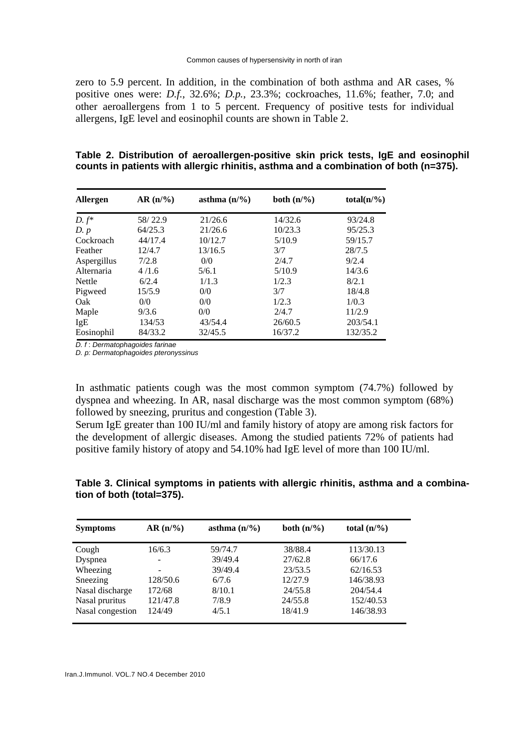zero to 5.9 percent. In addition, in the combination of both asthma and AR cases, % positive ones were: *D.f.*, 32.6%; *D.p.*, 23.3%; cockroaches, 11.6%; feather, 7.0; and other aeroallergens from 1 to 5 percent. Frequency of positive tests for individual allergens, IgE level and eosinophil counts are shown in Table 2.

**Table 2. Distribution of aeroallergen-positive skin prick tests, IgE and eosinophil counts in patients with allergic rhinitis, asthma and a combination of both (n=375).**

| Allergen | AR (n/%) | asthma (n/%) | both (n/%) | total(n/%) |
|---|---|---|---|---|
| *D. f** | 58/ 22.9 | 21/26.6 | 14/32.6 | 93/24.8 |
| *D. p* | 64/25.3 | 21/26.6 | 10/23.3 | 95/25.3 |
| Cockroach | 44/17.4 | 10/12.7 | 5/10.9 | 59/15.7 |
| Feather | 12/4.7 | 13/16.5 | 3/7 | 28/7.5 |
| Aspergillus | 7/2.8 | 0/0 | 2/4.7 | 9/2.4 |
| Alternaria | 4 /1.6 | 5/6.1 | 5/10.9 | 14/3.6 |
| Nettle | 6/2.4 | 1/1.3 | 1/2.3 | 8/2.1 |
| Pigweed | 15/5.9 | 0/0 | 3/7 | 18/4.8 |
| Oak | 0/0 | 0/0 | 1/2.3 | 1/0.3 |
| Maple | 9/3.6 | 0/0 | 2/4.7 | 11/2.9 |
| IgE | 134/53 | 43/54.4 | 26/60.5 | 203/54.1 |
| Eosinophil | 84/33.2 | 32/45.5 | 16/37.2 | 132/35.2 |

*D. f* : *Dermatophagoides farinae*
*D. p*: *Dermatophagoides pteronyssinus*

In asthmatic patients cough was the most common symptom (74.7%) followed by dyspnea and wheezing. In AR, nasal discharge was the most common symptom (68%) followed by sneezing, pruritus and congestion (Table 3).
Serum IgE greater than 100 IU/ml and family history of atopy are among risk factors for the development of allergic diseases. Among the studied patients 72% of patients had positive family history of atopy and 54.10% had IgE level of more than 100 IU/ml.

**Table 3. Clinical symptoms in patients with allergic rhinitis, asthma and a combination of both (total=375).**

| Symptoms | AR (n/%) | asthma (n/%) | both (n/%) | total (n/%) |
|---|---|---|---|---|
| Cough | 16/6.3 | 59/74.7 | 38/88.4 | 113/30.13 |
| Dyspnea | - | 39/49.4 | 27/62.8 | 66/17.6 |
| Wheezing | - | 39/49.4 | 23/53.5 | 62/16.53 |
| Sneezing | 128/50.6 | 6/7.6 | 12/27.9 | 146/38.93 |
| Nasal discharge | 172/68 | 8/10.1 | 24/55.8 | 204/54.4 |
| Nasal pruritus | 121/47.8 | 7/8.9 | 24/55.8 | 152/40.53 |
| Nasal congestion | 124/49 | 4/5.1 | 18/41.9 | 146/38.93 |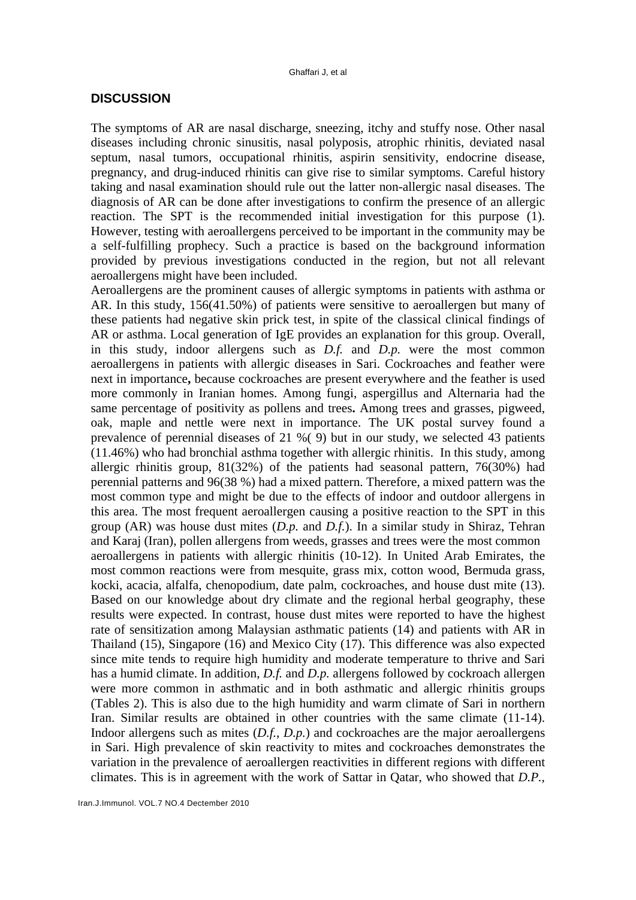## DISCUSSION

The symptoms of AR are nasal discharge, sneezing, itchy and stuffy nose. Other nasal diseases including chronic sinusitis, nasal polyposis, atrophic rhinitis, deviated nasal septum, nasal tumors, occupational rhinitis, aspirin sensitivity, endocrine disease, pregnancy, and drug-induced rhinitis can give rise to similar symptoms. Careful history taking and nasal examination should rule out the latter non-allergic nasal diseases. The diagnosis of AR can be done after investigations to confirm the presence of an allergic reaction. The SPT is the recommended initial investigation for this purpose (1). However, testing with aeroallergens perceived to be important in the community may be a self-fulfilling prophecy. Such a practice is based on the background information provided by previous investigations conducted in the region, but not all relevant aeroallergens might have been included.

Aeroallergens are the prominent causes of allergic symptoms in patients with asthma or AR. In this study, 156(41.50%) of patients were sensitive to aeroallergen but many of these patients had negative skin prick test, in spite of the classical clinical findings of AR or asthma. Local generation of IgE provides an explanation for this group. Overall, in this study, indoor allergens such as *D.f.* and *D.p.* were the most common aeroallergens in patients with allergic diseases in Sari. Cockroaches and feather were next in importance**,** because cockroaches are present everywhere and the feather is used more commonly in Iranian homes. Among fungi, aspergillus and Alternaria had the same percentage of positivity as pollens and trees**.** Among trees and grasses, pigweed, oak, maple and nettle were next in importance. The UK postal survey found a prevalence of perennial diseases of 21 %( 9) but in our study, we selected 43 patients (11.46%) who had bronchial asthma together with allergic rhinitis. In this study, among allergic rhinitis group, 81(32%) of the patients had seasonal pattern, 76(30%) had perennial patterns and 96(38 %) had a mixed pattern. Therefore, a mixed pattern was the most common type and might be due to the effects of indoor and outdoor allergens in this area. The most frequent aeroallergen causing a positive reaction to the SPT in this group (AR) was house dust mites (*D.p.* and *D.f.*). In a similar study in Shiraz, Tehran and Karaj (Iran), pollen allergens from weeds, grasses and trees were the most common aeroallergens in patients with allergic rhinitis (10-12). In United Arab Emirates, the most common reactions were from mesquite, grass mix, cotton wood, Bermuda grass, kocki, acacia, alfalfa, chenopodium, date palm, cockroaches, and house dust mite (13). Based on our knowledge about dry climate and the regional herbal geography, these results were expected. In contrast, house dust mites were reported to have the highest rate of sensitization among Malaysian asthmatic patients (14) and patients with AR in Thailand (15), Singapore (16) and Mexico City (17). This difference was also expected since mite tends to require high humidity and moderate temperature to thrive and Sari has a humid climate. In addition, *D.f.* and *D.p.* allergens followed by cockroach allergen were more common in asthmatic and in both asthmatic and allergic rhinitis groups (Tables 2). This is also due to the high humidity and warm climate of Sari in northern Iran. Similar results are obtained in other countries with the same climate (11-14). Indoor allergens such as mites (*D.f.*, *D.p.*) and cockroaches are the major aeroallergens in Sari. High prevalence of skin reactivity to mites and cockroaches demonstrates the variation in the prevalence of aeroallergen reactivities in different regions with different climates. This is in agreement with the work of Sattar in Qatar, who showed that *D.P.*,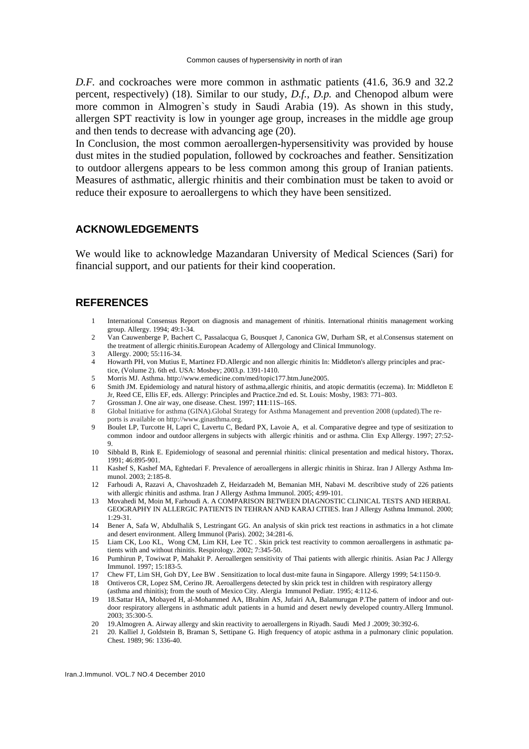*D.F.* and cockroaches were more common in asthmatic patients (41.6, 36.9 and 32.2 percent, respectively) (18). Similar to our study, *D.f.*, *D.p.* and Chenopod album were more common in Almogren`s study in Saudi Arabia (19). As shown in this study, allergen SPT reactivity is low in younger age group, increases in the middle age group and then tends to decrease with advancing age (20).

In Conclusion, the most common aeroallergen-hypersensitivity was provided by house dust mites in the studied population, followed by cockroaches and feather. Sensitization to outdoor allergens appears to be less common among this group of Iranian patients. Measures of asthmatic, allergic rhinitis and their combination must be taken to avoid or reduce their exposure to aeroallergens to which they have been sensitized.

## ACKNOWLEDGEMENTS

We would like to acknowledge Mazandaran University of Medical Sciences (Sari) for financial support, and our patients for their kind cooperation.

## REFERENCES

1. International Consensus Report on diagnosis and management of rhinitis. International rhinitis management working group. Allergy. 1994; 49:1-34.
2. Van Cauwenberge P, Bachert C, Passalacqua G, Bousquet J, Canonica GW, Durham SR, et al.Consensus statement on the treatment of allergic rhinitis.European Academy of Allergology and Clinical Immunology.
3. Allergy. 2000; 55:116-34.
4. Howarth PH, von Mutius E, Martinez FD.Allergic and non allergic rhinitis In: Middleton's allergy principles and practice, (Volume 2). 6th ed. USA: Mosbey; 2003.p. 1391-1410.
5. Morris MJ. Asthma. http://www.emedicine.com/med/topic177.htm.June2005.
6. Smith JM. Epidemiology and natural history of asthma,allergic rhinitis, and atopic dermatitis (eczema). In: Middleton E Jr, Reed CE, Ellis EF, eds. Allergy: Principles and Practice.2nd ed. St. Louis: Mosby, 1983: 771–803.
7. Grossman J. One air way, one disease. Chest. 1997; **111**:11S–16S.
8. Global Initiative for asthma (GINA).Global Strategy for Asthma Management and prevention 2008 (updated).The reports is available on http://www.ginasthma.org.
9. Boulet LP, Turcotte H, Lapri C, Lavertu C, Bedard PX, Lavoie A, et al. Comparative degree and type of sesitization to common indoor and outdoor allergens in subjects with allergic rhinitis and or asthma. Clin Exp Allergy. 1997; 27:52-9.
10. Sibbald B, Rink E. Epidemiology of seasonal and perennial rhinitis: clinical presentation and medical history**.** Thorax**.** 1991; 46:895-901.
11. Kashef S, Kashef MA, Eghtedari F. Prevalence of aeroallergens in allergic rhinitis in Shiraz. Iran J Allergy Asthma Immunol. 2003; 2:185-8.
12. Farhoudi A, Razavi A, Chavoshzadeh Z, Heidarzadeh M, Bemanian MH, Nabavi M. describtive study of 226 patients with allergic rhinitis and asthma. Iran J Allergy Asthma Immunol. 2005; 4:99-101.
13. Movahedi M, Moin M, Farhoudi A. A COMPARISON BETWEEN DIAGNOSTIC CLINICAL TESTS AND HERBAL GEOGRAPHY IN ALLERGIC PATIENTS IN TEHRAN AND KARAJ CITIES. Iran J Allergy Asthma Immunol. 2000; 1:29-31.
14. Bener A, Safa W, Abdulhalik S, Lestringant GG. An analysis of skin prick test reactions in asthmatics in a hot climate and desert environment. Allerg Immunol (Paris). 2002; 34:281-6.
15. Liam CK, Loo KL, Wong CM, Lim KH, Lee TC . Skin prick test reactivity to common aeroallergens in asthmatic patients with and without rhinitis. Respirology. 2002; 7:345-50.
16. Pumhirun P, Towiwat P, Mahakit P. Aeroallergen sensitivity of Thai patients with allergic rhinitis. Asian Pac J Allergy Immunol. 1997; 15:183-5.
17. Chew FT, Lim SH, Goh DY, Lee BW . Sensitization to local dust-mite fauna in Singapore. Allergy 1999; 54:1150-9.
18. Ontiveros CR, Lopez SM, Cerino JR. Aeroallergens detected by skin prick test in children with respiratory allergy (asthma and rhinitis); from the south of Mexico City. Alergia Immunol Pediatr. 1995; 4:112-6.
19. 18.Sattar HA, Mobayed H, al-Mohammed AA, IBrahim AS, Jufairi AA, Balamurugan P.The pattern of indoor and outdoor respiratory allergens in asthmatic adult patients in a humid and desert newly developed country.Allerg Immunol. 2003; 35:300-5.
20. 19.Almogren A. Airway allergy and skin reactivity to aeroallergens in Riyadh. Saudi Med J .2009; 30:392-6.
21. 20. Kalliel J, Goldstein B, Braman S, Settipane G. High frequency of atopic asthma in a pulmonary clinic population. Chest. 1989; 96: 1336-40.